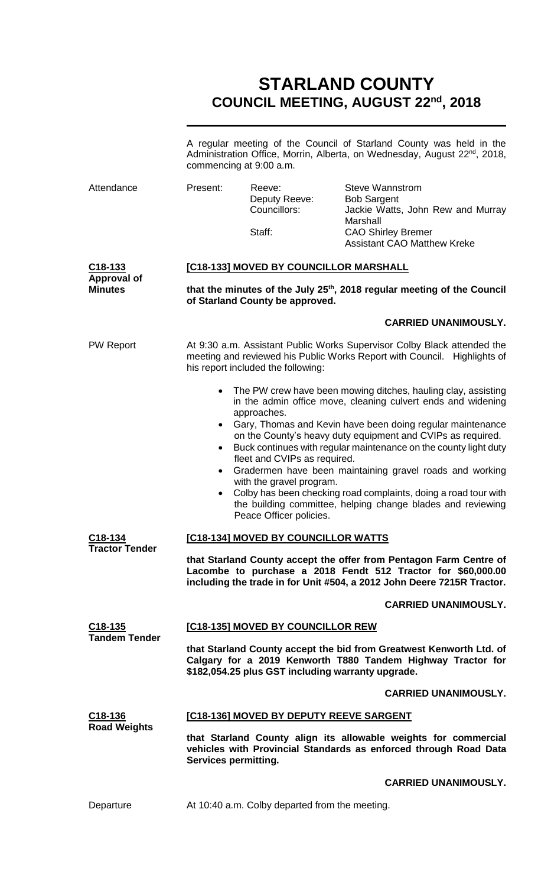# STARLAND COUNTY
## COUNCIL MEETING, AUGUST 22nd, 2018

A regular meeting of the Council of Starland County was held in the Administration Office, Morrin, Alberta, on Wednesday, August 22nd, 2018, commencing at 9:00 a.m.

Attendance

| Present: | Reeve: | Steve Wannstrom |
|---|---|---|
| | Deputy Reeve: | Bob Sargent |
| | Councillors: | Jackie Watts, John Rew and Murray Marshall |
| | Staff: | CAO Shirley Bremer |
| | | Assistant CAO Matthew Kreke |

**C18-133**
**Approval of Minutes**

**[C18-133] MOVED BY COUNCILLOR MARSHALL**

**that the minutes of the July 25th, 2018 regular meeting of the Council of Starland County be approved.**

**CARRIED UNANIMOUSLY.**

PW Report

At 9:30 a.m. Assistant Public Works Supervisor Colby Black attended the meeting and reviewed his Public Works Report with Council. Highlights of his report included the following:

- The PW crew have been mowing ditches, hauling clay, assisting in the admin office move, cleaning culvert ends and widening approaches.
- Gary, Thomas and Kevin have been doing regular maintenance on the County's heavy duty equipment and CVIPs as required.
- Buck continues with regular maintenance on the county light duty fleet and CVIPs as required.
- Gradermen have been maintaining gravel roads and working with the gravel program.
- Colby has been checking road complaints, doing a road tour with the building committee, helping change blades and reviewing Peace Officer policies.

**C18-134**
**Tractor Tender**

**[C18-134] MOVED BY COUNCILLOR WATTS**

**that Starland County accept the offer from Pentagon Farm Centre of Lacombe to purchase a 2018 Fendt 512 Tractor for $60,000.00 including the trade in for Unit #504, a 2012 John Deere 7215R Tractor.**

**CARRIED UNANIMOUSLY.**

**C18-135**
**Tandem Tender**

**[C18-135] MOVED BY COUNCILLOR REW**

**that Starland County accept the bid from Greatwest Kenworth Ltd. of Calgary for a 2019 Kenworth T880 Tandem Highway Tractor for $182,054.25 plus GST including warranty upgrade.**

**CARRIED UNANIMOUSLY.**

**C18-136**
**Road Weights**

**[C18-136] MOVED BY DEPUTY REEVE SARGENT**

**that Starland County align its allowable weights for commercial vehicles with Provincial Standards as enforced through Road Data Services permitting.**

**CARRIED UNANIMOUSLY.**

Departure

At 10:40 a.m. Colby departed from the meeting.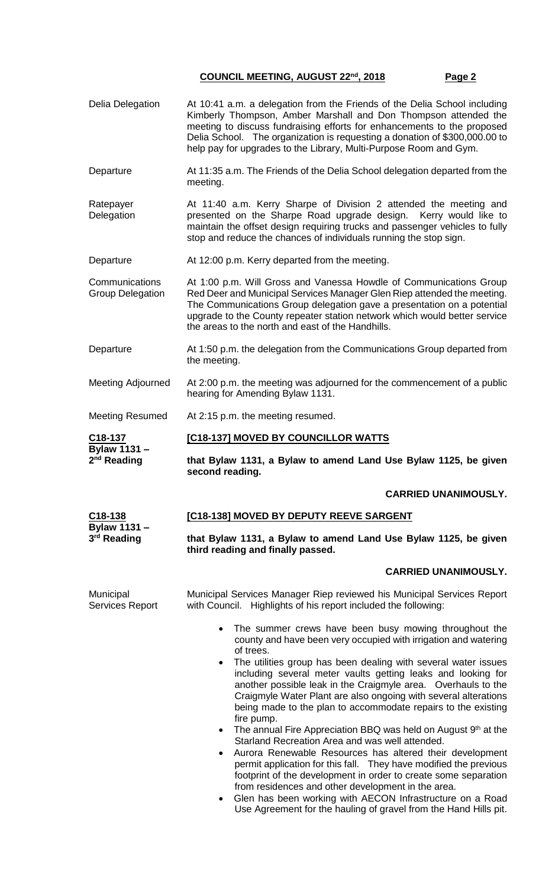Delia Delegation

At 10:41 a.m. a delegation from the Friends of the Delia School including Kimberly Thompson, Amber Marshall and Don Thompson attended the meeting to discuss fundraising efforts for enhancements to the proposed Delia School. The organization is requesting a donation of $300,000.00 to help pay for upgrades to the Library, Multi-Purpose Room and Gym.

Departure

At 11:35 a.m. The Friends of the Delia School delegation departed from the meeting.

Ratepayer Delegation

At 11:40 a.m. Kerry Sharpe of Division 2 attended the meeting and presented on the Sharpe Road upgrade design. Kerry would like to maintain the offset design requiring trucks and passenger vehicles to fully stop and reduce the chances of individuals running the stop sign.

Departure

At 12:00 p.m. Kerry departed from the meeting.

Communications Group Delegation

At 1:00 p.m. Will Gross and Vanessa Howdle of Communications Group Red Deer and Municipal Services Manager Glen Riep attended the meeting. The Communications Group delegation gave a presentation on a potential upgrade to the County repeater station network which would better service the areas to the north and east of the Handhills.

Departure

At 1:50 p.m. the delegation from the Communications Group departed from the meeting.

Meeting Adjourned

At 2:00 p.m. the meeting was adjourned for the commencement of a public hearing for Amending Bylaw 1131.

Meeting Resumed

At 2:15 p.m. the meeting resumed.

**C18-137**
**Bylaw 1131 – 2nd Reading**

**[C18-137] MOVED BY COUNCILLOR WATTS**

**that Bylaw 1131, a Bylaw to amend Land Use Bylaw 1125, be given second reading.**

**CARRIED UNANIMOUSLY.**

**C18-138**
**Bylaw 1131 – 3rd Reading**

**[C18-138] MOVED BY DEPUTY REEVE SARGENT**

**that Bylaw 1131, a Bylaw to amend Land Use Bylaw 1125, be given third reading and finally passed.**

**CARRIED UNANIMOUSLY.**

Municipal Services Report

Municipal Services Manager Riep reviewed his Municipal Services Report with Council. Highlights of his report included the following:

- The summer crews have been busy mowing throughout the county and have been very occupied with irrigation and watering of trees.
- The utilities group has been dealing with several water issues including several meter vaults getting leaks and looking for another possible leak in the Craigmyle area. Overhauls to the Craigmyle Water Plant are also ongoing with several alterations being made to the plan to accommodate repairs to the existing fire pump.
- The annual Fire Appreciation BBQ was held on August 9th at the Starland Recreation Area and was well attended.
- Aurora Renewable Resources has altered their development permit application for this fall. They have modified the previous footprint of the development in order to create some separation from residences and other development in the area.
- Glen has been working with AECON Infrastructure on a Road Use Agreement for the hauling of gravel from the Hand Hills pit.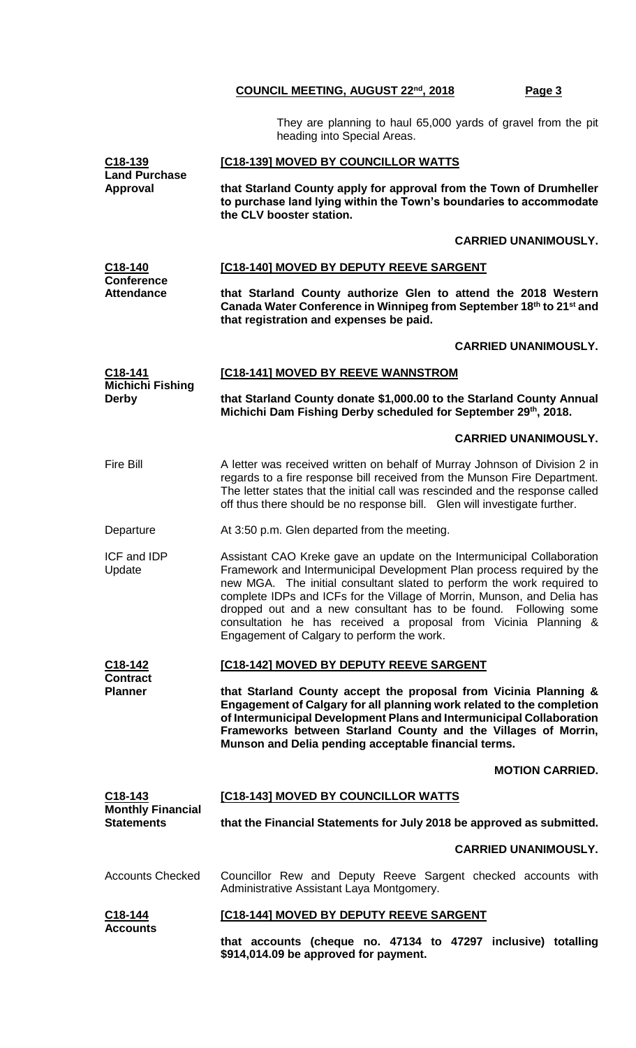They are planning to haul 65,000 yards of gravel from the pit heading into Special Areas.

**C18-139**
**Land Purchase Approval**

**[C18-139] MOVED BY COUNCILLOR WATTS**

**that Starland County apply for approval from the Town of Drumheller to purchase land lying within the Town's boundaries to accommodate the CLV booster station.**

**CARRIED UNANIMOUSLY.**

**C18-140**
**Conference Attendance**

**[C18-140] MOVED BY DEPUTY REEVE SARGENT**

**that Starland County authorize Glen to attend the 2018 Western Canada Water Conference in Winnipeg from September 18th to 21st and that registration and expenses be paid.**

**CARRIED UNANIMOUSLY.**

**C18-141**
**Michichi Fishing Derby**

**[C18-141] MOVED BY REEVE WANNSTROM**

**that Starland County donate $1,000.00 to the Starland County Annual Michichi Dam Fishing Derby scheduled for September 29th, 2018.**

**CARRIED UNANIMOUSLY.**

Fire Bill

A letter was received written on behalf of Murray Johnson of Division 2 in regards to a fire response bill received from the Munson Fire Department. The letter states that the initial call was rescinded and the response called off thus there should be no response bill. Glen will investigate further.

Departure

At 3:50 p.m. Glen departed from the meeting.

ICF and IDP Update

Assistant CAO Kreke gave an update on the Intermunicipal Collaboration Framework and Intermunicipal Development Plan process required by the new MGA. The initial consultant slated to perform the work required to complete IDPs and ICFs for the Village of Morrin, Munson, and Delia has dropped out and a new consultant has to be found. Following some consultation he has received a proposal from Vicinia Planning & Engagement of Calgary to perform the work.

**C18-142**
**Contract Planner**

**[C18-142] MOVED BY DEPUTY REEVE SARGENT**

**that Starland County accept the proposal from Vicinia Planning & Engagement of Calgary for all planning work related to the completion of Intermunicipal Development Plans and Intermunicipal Collaboration Frameworks between Starland County and the Villages of Morrin, Munson and Delia pending acceptable financial terms.**

**MOTION CARRIED.**

**C18-143**
**Monthly Financial Statements**

**[C18-143] MOVED BY COUNCILLOR WATTS**

**that the Financial Statements for July 2018 be approved as submitted.**

**CARRIED UNANIMOUSLY.**

Accounts Checked

Councillor Rew and Deputy Reeve Sargent checked accounts with Administrative Assistant Laya Montgomery.

**C18-144**
**Accounts**

**[C18-144] MOVED BY DEPUTY REEVE SARGENT**

**that accounts (cheque no. 47134 to 47297 inclusive) totalling $914,014.09 be approved for payment.**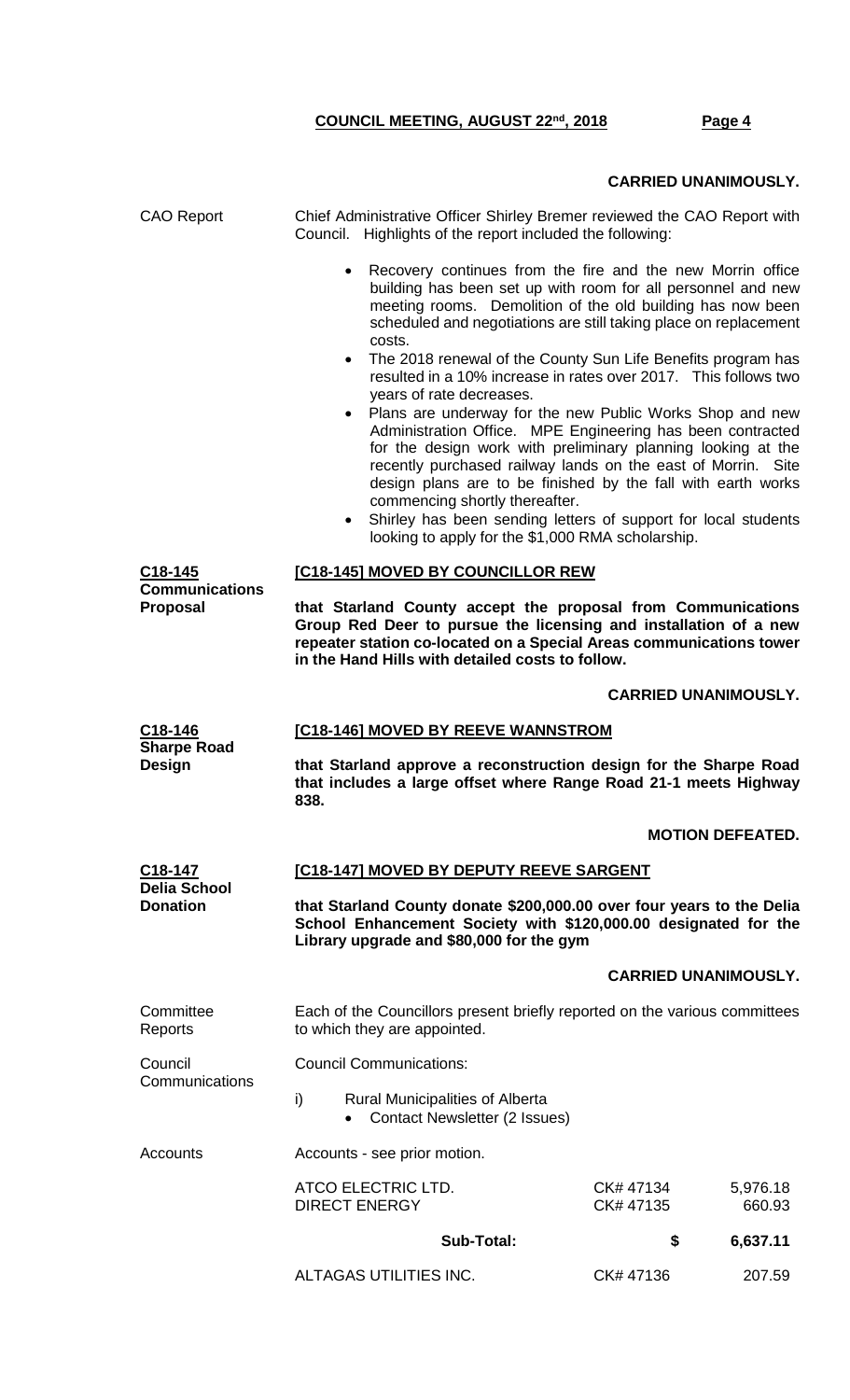**CARRIED UNANIMOUSLY.**

CAO Report

Chief Administrative Officer Shirley Bremer reviewed the CAO Report with Council. Highlights of the report included the following:

- Recovery continues from the fire and the new Morrin office building has been set up with room for all personnel and new meeting rooms. Demolition of the old building has now been scheduled and negotiations are still taking place on replacement costs.
- The 2018 renewal of the County Sun Life Benefits program has resulted in a 10% increase in rates over 2017. This follows two years of rate decreases.
- Plans are underway for the new Public Works Shop and new Administration Office. MPE Engineering has been contracted for the design work with preliminary planning looking at the recently purchased railway lands on the east of Morrin. Site design plans are to be finished by the fall with earth works commencing shortly thereafter.
- Shirley has been sending letters of support for local students looking to apply for the $1,000 RMA scholarship.

**C18-145**
**Communications Proposal**

**[C18-145] MOVED BY COUNCILLOR REW**

**that Starland County accept the proposal from Communications Group Red Deer to pursue the licensing and installation of a new repeater station co-located on a Special Areas communications tower in the Hand Hills with detailed costs to follow.**

**CARRIED UNANIMOUSLY.**

**C18-146**
**Sharpe Road Design**

**[C18-146] MOVED BY REEVE WANNSTROM**

**that Starland approve a reconstruction design for the Sharpe Road that includes a large offset where Range Road 21-1 meets Highway 838.**

**MOTION DEFEATED.**

**C18-147**
**Delia School Donation**

**[C18-147] MOVED BY DEPUTY REEVE SARGENT**

**that Starland County donate $200,000.00 over four years to the Delia School Enhancement Society with $120,000.00 designated for the Library upgrade and $80,000 for the gym**

**CARRIED UNANIMOUSLY.**

Committee Reports

Each of the Councillors present briefly reported on the various committees to which they are appointed.

Council Communications

Council Communications:

i) Rural Municipalities of Alberta
   - Contact Newsletter (2 Issues)

Accounts

Accounts - see prior motion.

| | | |
|---|---|---|
| ATCO ELECTRIC LTD. | CK# 47134 | 5,976.18 |
| DIRECT ENERGY | CK# 47135 | 660.93 |
| **Sub-Total:** | **$** | **6,637.11** |
| ALTAGAS UTILITIES INC. | CK# 47136 | 207.59 |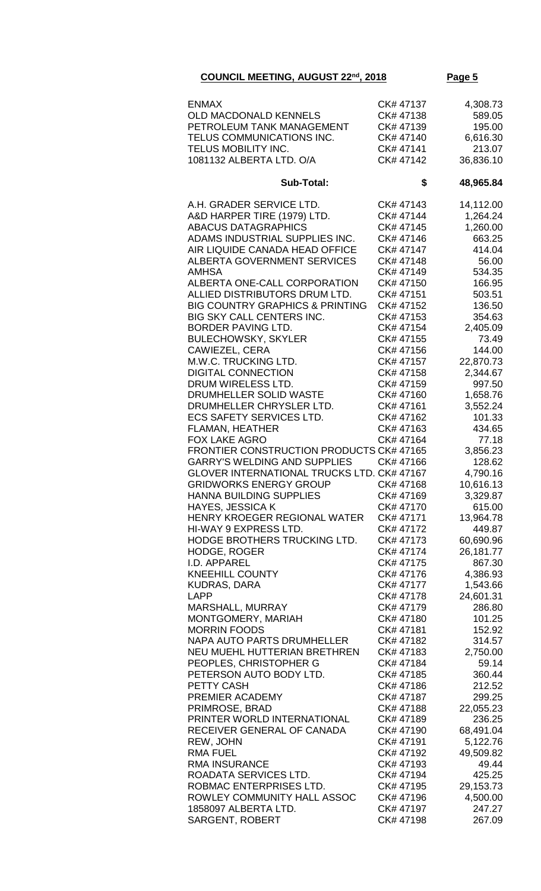**COUNCIL MEETING, AUGUST 22nd, 2018**

| | | |
|---|---|---|
| ENMAX | CK# 47137 | 4,308.73 |
| OLD MACDONALD KENNELS | CK# 47138 | 589.05 |
| PETROLEUM TANK MANAGEMENT | CK# 47139 | 195.00 |
| TELUS COMMUNICATIONS INC. | CK# 47140 | 6,616.30 |
| TELUS MOBILITY INC. | CK# 47141 | 213.07 |
| 1081132 ALBERTA LTD. O/A | CK# 47142 | 36,836.10 |
| **Sub-Total:** | **$** | **48,965.84** |
| A.H. GRADER SERVICE LTD. | CK# 47143 | 14,112.00 |
| A&D HARPER TIRE (1979) LTD. | CK# 47144 | 1,264.24 |
| ABACUS DATAGRAPHICS | CK# 47145 | 1,260.00 |
| ADAMS INDUSTRIAL SUPPLIES INC. | CK# 47146 | 663.25 |
| AIR LIQUIDE CANADA HEAD OFFICE | CK# 47147 | 414.04 |
| ALBERTA GOVERNMENT SERVICES | CK# 47148 | 56.00 |
| AMHSA | CK# 47149 | 534.35 |
| ALBERTA ONE-CALL CORPORATION | CK# 47150 | 166.95 |
| ALLIED DISTRIBUTORS DRUM LTD. | CK# 47151 | 503.51 |
| BIG COUNTRY GRAPHICS & PRINTING | CK# 47152 | 136.50 |
| BIG SKY CALL CENTERS INC. | CK# 47153 | 354.63 |
| BORDER PAVING LTD. | CK# 47154 | 2,405.09 |
| BULECHOWSKY, SKYLER | CK# 47155 | 73.49 |
| CAWIEZEL, CERA | CK# 47156 | 144.00 |
| M.W.C. TRUCKING LTD. | CK# 47157 | 22,870.73 |
| DIGITAL CONNECTION | CK# 47158 | 2,344.67 |
| DRUM WIRELESS LTD. | CK# 47159 | 997.50 |
| DRUMHELLER SOLID WASTE | CK# 47160 | 1,658.76 |
| DRUMHELLER CHRYSLER LTD. | CK# 47161 | 3,552.24 |
| ECS SAFETY SERVICES LTD. | CK# 47162 | 101.33 |
| FLAMAN, HEATHER | CK# 47163 | 434.65 |
| FOX LAKE AGRO | CK# 47164 | 77.18 |
| FRONTIER CONSTRUCTION PRODUCTS | CK# 47165 | 3,856.23 |
| GARRY'S WELDING AND SUPPLIES | CK# 47166 | 128.62 |
| GLOVER INTERNATIONAL TRUCKS LTD. | CK# 47167 | 4,790.16 |
| GRIDWORKS ENERGY GROUP | CK# 47168 | 10,616.13 |
| HANNA BUILDING SUPPLIES | CK# 47169 | 3,329.87 |
| HAYES, JESSICA K | CK# 47170 | 615.00 |
| HENRY KROEGER REGIONAL WATER | CK# 47171 | 13,964.78 |
| HI-WAY 9 EXPRESS LTD. | CK# 47172 | 449.87 |
| HODGE BROTHERS TRUCKING LTD. | CK# 47173 | 60,690.96 |
| HODGE, ROGER | CK# 47174 | 26,181.77 |
| I.D. APPAREL | CK# 47175 | 867.30 |
| KNEEHILL COUNTY | CK# 47176 | 4,386.93 |
| KUDRAS, DARA | CK# 47177 | 1,543.66 |
| LAPP | CK# 47178 | 24,601.31 |
| MARSHALL, MURRAY | CK# 47179 | 286.80 |
| MONTGOMERY, MARIAH | CK# 47180 | 101.25 |
| MORRIN FOODS | CK# 47181 | 152.92 |
| NAPA AUTO PARTS DRUMHELLER | CK# 47182 | 314.57 |
| NEU MUEHL HUTTERIAN BRETHREN | CK# 47183 | 2,750.00 |
| PEOPLES, CHRISTOPHER G | CK# 47184 | 59.14 |
| PETERSON AUTO BODY LTD. | CK# 47185 | 360.44 |
| PETTY CASH | CK# 47186 | 212.52 |
| PREMIER ACADEMY | CK# 47187 | 299.25 |
| PRIMROSE, BRAD | CK# 47188 | 22,055.23 |
| PRINTER WORLD INTERNATIONAL | CK# 47189 | 236.25 |
| RECEIVER GENERAL OF CANADA | CK# 47190 | 68,491.04 |
| REW, JOHN | CK# 47191 | 5,122.76 |
| RMA FUEL | CK# 47192 | 49,509.82 |
| RMA INSURANCE | CK# 47193 | 49.44 |
| ROADATA SERVICES LTD. | CK# 47194 | 425.25 |
| ROBMAC ENTERPRISES LTD. | CK# 47195 | 29,153.73 |
| ROWLEY COMMUNITY HALL ASSOC | CK# 47196 | 4,500.00 |
| 1858097 ALBERTA LTD. | CK# 47197 | 247.27 |
| SARGENT, ROBERT | CK# 47198 | 267.09 |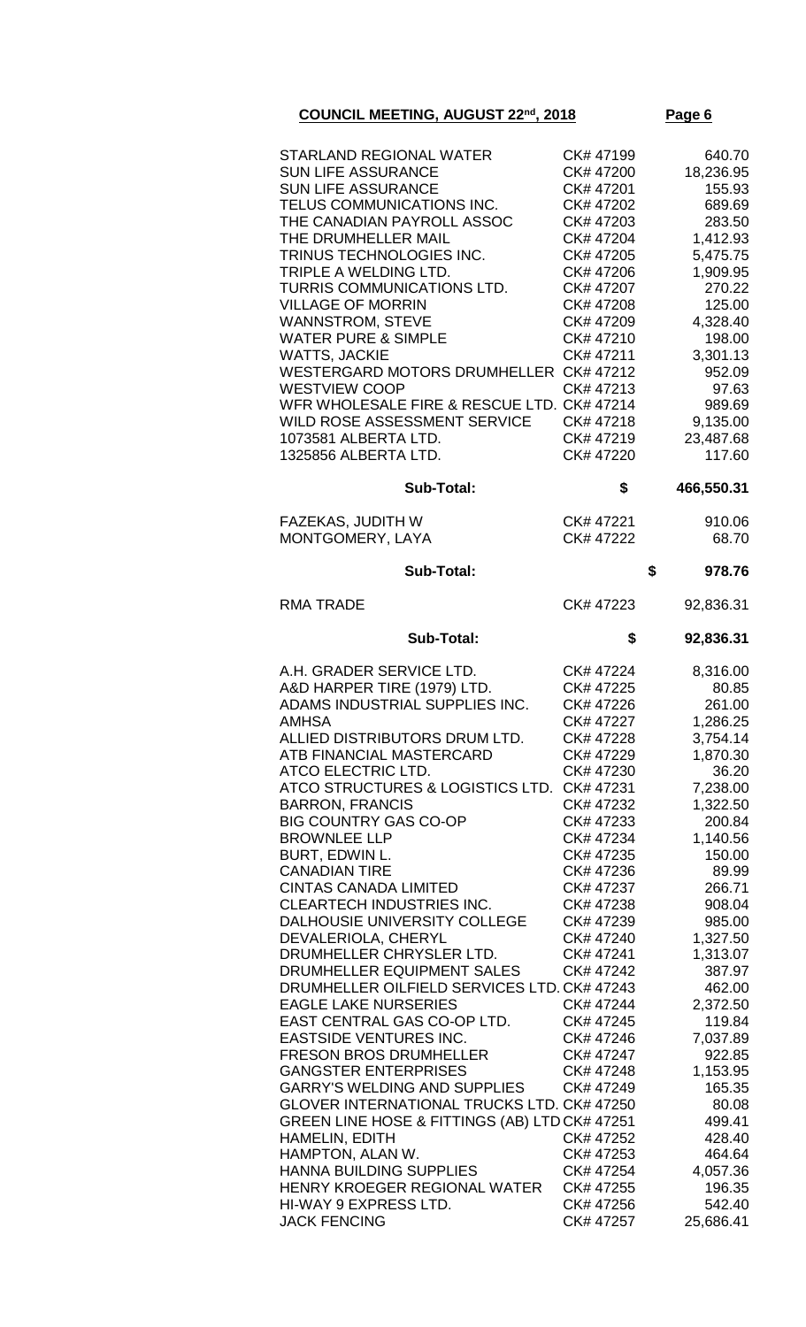**COUNCIL MEETING, AUGUST 22nd, 2018**

| | | |
|---|---|---|
| STARLAND REGIONAL WATER | CK# 47199 | 640.70 |
| SUN LIFE ASSURANCE | CK# 47200 | 18,236.95 |
| SUN LIFE ASSURANCE | CK# 47201 | 155.93 |
| TELUS COMMUNICATIONS INC. | CK# 47202 | 689.69 |
| THE CANADIAN PAYROLL ASSOC | CK# 47203 | 283.50 |
| THE DRUMHELLER MAIL | CK# 47204 | 1,412.93 |
| TRINUS TECHNOLOGIES INC. | CK# 47205 | 5,475.75 |
| TRIPLE A WELDING LTD. | CK# 47206 | 1,909.95 |
| TURRIS COMMUNICATIONS LTD. | CK# 47207 | 270.22 |
| VILLAGE OF MORRIN | CK# 47208 | 125.00 |
| WANNSTROM, STEVE | CK# 47209 | 4,328.40 |
| WATER PURE & SIMPLE | CK# 47210 | 198.00 |
| WATTS, JACKIE | CK# 47211 | 3,301.13 |
| WESTERGARD MOTORS DRUMHELLER | CK# 47212 | 952.09 |
| WESTVIEW COOP | CK# 47213 | 97.63 |
| WFR WHOLESALE FIRE & RESCUE LTD. | CK# 47214 | 989.69 |
| WILD ROSE ASSESSMENT SERVICE | CK# 47218 | 9,135.00 |
| 1073581 ALBERTA LTD. | CK# 47219 | 23,487.68 |
| 1325856 ALBERTA LTD. | CK# 47220 | 117.60 |
| **Sub-Total:** | **$** | **466,550.31** |
| FAZEKAS, JUDITH W | CK# 47221 | 910.06 |
| MONTGOMERY, LAYA | CK# 47222 | 68.70 |
| **Sub-Total:** | **$** | **978.76** |
| RMA TRADE | CK# 47223 | 92,836.31 |
| **Sub-Total:** | **$** | **92,836.31** |
| A.H. GRADER SERVICE LTD. | CK# 47224 | 8,316.00 |
| A&D HARPER TIRE (1979) LTD. | CK# 47225 | 80.85 |
| ADAMS INDUSTRIAL SUPPLIES INC. | CK# 47226 | 261.00 |
| AMHSA | CK# 47227 | 1,286.25 |
| ALLIED DISTRIBUTORS DRUM LTD. | CK# 47228 | 3,754.14 |
| ATB FINANCIAL MASTERCARD | CK# 47229 | 1,870.30 |
| ATCO ELECTRIC LTD. | CK# 47230 | 36.20 |
| ATCO STRUCTURES & LOGISTICS LTD. | CK# 47231 | 7,238.00 |
| BARRON, FRANCIS | CK# 47232 | 1,322.50 |
| BIG COUNTRY GAS CO-OP | CK# 47233 | 200.84 |
| BROWNLEE LLP | CK# 47234 | 1,140.56 |
| BURT, EDWIN L. | CK# 47235 | 150.00 |
| CANADIAN TIRE | CK# 47236 | 89.99 |
| CINTAS CANADA LIMITED | CK# 47237 | 266.71 |
| CLEARTECH INDUSTRIES INC. | CK# 47238 | 908.04 |
| DALHOUSIE UNIVERSITY COLLEGE | CK# 47239 | 985.00 |
| DEVALERIOLA, CHERYL | CK# 47240 | 1,327.50 |
| DRUMHELLER CHRYSLER LTD. | CK# 47241 | 1,313.07 |
| DRUMHELLER EQUIPMENT SALES | CK# 47242 | 387.97 |
| DRUMHELLER OILFIELD SERVICES LTD. | CK# 47243 | 462.00 |
| EAGLE LAKE NURSERIES | CK# 47244 | 2,372.50 |
| EAST CENTRAL GAS CO-OP LTD. | CK# 47245 | 119.84 |
| EASTSIDE VENTURES INC. | CK# 47246 | 7,037.89 |
| FRESON BROS DRUMHELLER | CK# 47247 | 922.85 |
| GANGSTER ENTERPRISES | CK# 47248 | 1,153.95 |
| GARRY'S WELDING AND SUPPLIES | CK# 47249 | 165.35 |
| GLOVER INTERNATIONAL TRUCKS LTD. | CK# 47250 | 80.08 |
| GREEN LINE HOSE & FITTINGS (AB) LTD | CK# 47251 | 499.41 |
| HAMELIN, EDITH | CK# 47252 | 428.40 |
| HAMPTON, ALAN W. | CK# 47253 | 464.64 |
| HANNA BUILDING SUPPLIES | CK# 47254 | 4,057.36 |
| HENRY KROEGER REGIONAL WATER | CK# 47255 | 196.35 |
| HI-WAY 9 EXPRESS LTD. | CK# 47256 | 542.40 |
| JACK FENCING | CK# 47257 | 25,686.41 |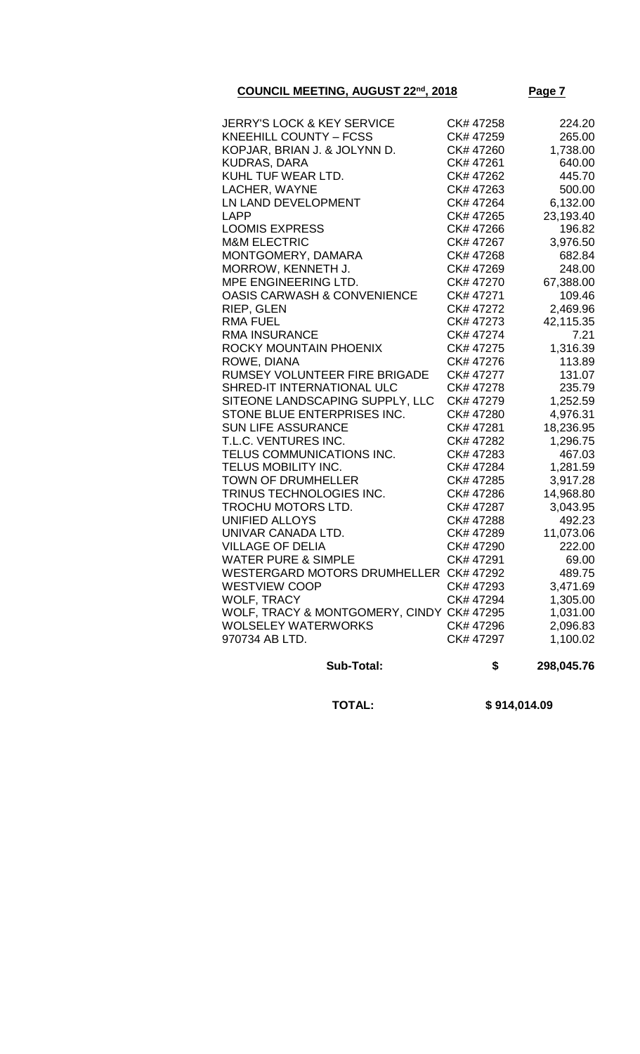| | | |
|---|---|---|
| JERRY'S LOCK & KEY SERVICE | CK# 47258 | 224.20 |
| KNEEHILL COUNTY – FCSS | CK# 47259 | 265.00 |
| KOPJAR, BRIAN J. & JOLYNN D. | CK# 47260 | 1,738.00 |
| KUDRAS, DARA | CK# 47261 | 640.00 |
| KUHL TUF WEAR LTD. | CK# 47262 | 445.70 |
| LACHER, WAYNE | CK# 47263 | 500.00 |
| LN LAND DEVELOPMENT | CK# 47264 | 6,132.00 |
| LAPP | CK# 47265 | 23,193.40 |
| LOOMIS EXPRESS | CK# 47266 | 196.82 |
| M&M ELECTRIC | CK# 47267 | 3,976.50 |
| MONTGOMERY, DAMARA | CK# 47268 | 682.84 |
| MORROW, KENNETH J. | CK# 47269 | 248.00 |
| MPE ENGINEERING LTD. | CK# 47270 | 67,388.00 |
| OASIS CARWASH & CONVENIENCE | CK# 47271 | 109.46 |
| RIEP, GLEN | CK# 47272 | 2,469.96 |
| RMA FUEL | CK# 47273 | 42,115.35 |
| RMA INSURANCE | CK# 47274 | 7.21 |
| ROCKY MOUNTAIN PHOENIX | CK# 47275 | 1,316.39 |
| ROWE, DIANA | CK# 47276 | 113.89 |
| RUMSEY VOLUNTEER FIRE BRIGADE | CK# 47277 | 131.07 |
| SHRED-IT INTERNATIONAL ULC | CK# 47278 | 235.79 |
| SITEONE LANDSCAPING SUPPLY, LLC | CK# 47279 | 1,252.59 |
| STONE BLUE ENTERPRISES INC. | CK# 47280 | 4,976.31 |
| SUN LIFE ASSURANCE | CK# 47281 | 18,236.95 |
| T.L.C. VENTURES INC. | CK# 47282 | 1,296.75 |
| TELUS COMMUNICATIONS INC. | CK# 47283 | 467.03 |
| TELUS MOBILITY INC. | CK# 47284 | 1,281.59 |
| TOWN OF DRUMHELLER | CK# 47285 | 3,917.28 |
| TRINUS TECHNOLOGIES INC. | CK# 47286 | 14,968.80 |
| TROCHU MOTORS LTD. | CK# 47287 | 3,043.95 |
| UNIFIED ALLOYS | CK# 47288 | 492.23 |
| UNIVAR CANADA LTD. | CK# 47289 | 11,073.06 |
| VILLAGE OF DELIA | CK# 47290 | 222.00 |
| WATER PURE & SIMPLE | CK# 47291 | 69.00 |
| WESTERGARD MOTORS DRUMHELLER | CK# 47292 | 489.75 |
| WESTVIEW COOP | CK# 47293 | 3,471.69 |
| WOLF, TRACY | CK# 47294 | 1,305.00 |
| WOLF, TRACY & MONTGOMERY, CINDY | CK# 47295 | 1,031.00 |
| WOLSELEY WATERWORKS | CK# 47296 | 2,096.83 |
| 970734 AB LTD. | CK# 47297 | 1,100.02 |
| **Sub-Total:** | **$** | **298,045.76** |

**TOTAL: $ 914,014.09**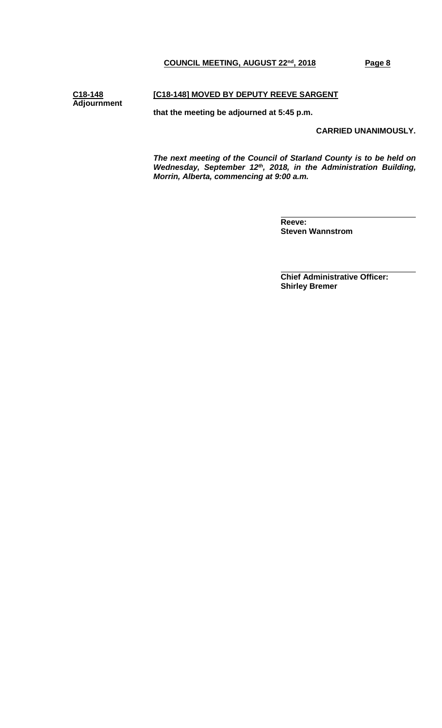**C18-148**
**Adjournment**

**[C18-148] MOVED BY DEPUTY REEVE SARGENT**

**that the meeting be adjourned at 5:45 p.m.**

**CARRIED UNANIMOUSLY.**

***The next meeting of the Council of Starland County is to be held on Wednesday, September 12th, 2018, in the Administration Building, Morrin, Alberta, commencing at 9:00 a.m.***

**Reeve:**
**Steven Wannstrom**

**Chief Administrative Officer:**
**Shirley Bremer**